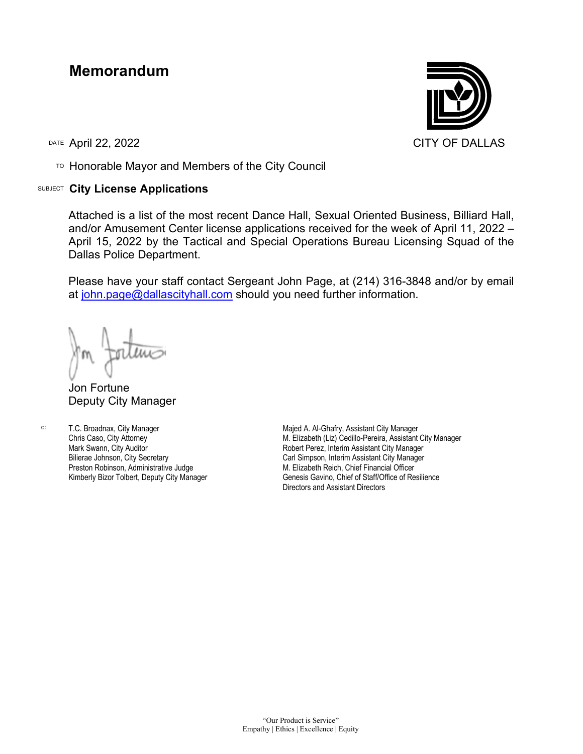# Memorandum

CITY OF DALLAS

DATE April 22, 2022

TO Honorable Mayor and Members of the City Council

SUBJECT **City License Applications**

Attached is a list of the most recent Dance Hall, Sexual Oriented Business, Billiard Hall, and/or Amusement Center license applications received for the week of April 11, 2022 – April 15, 2022 by the Tactical and Special Operations Bureau Licensing Squad of the Dallas Police Department.

Please have your staff contact Sergeant John Page, at (214) 316-3848 and/or by email at john.page@dallascityhall.com should you need further information.

Jon Fortune
Deputy City Manager

c:
T.C. Broadnax, City Manager
Chris Caso, City Attorney
Mark Swann, City Auditor
Bilierae Johnson, City Secretary
Preston Robinson, Administrative Judge
Kimberly Bizor Tolbert, Deputy City Manager
Majed A. Al-Ghafry, Assistant City Manager
M. Elizabeth (Liz) Cedillo-Pereira, Assistant City Manager
Robert Perez, Interim Assistant City Manager
Carl Simpson, Interim Assistant City Manager
M. Elizabeth Reich, Chief Financial Officer
Genesis Gavino, Chief of Staff/Office of Resilience
Directors and Assistant Directors

"Our Product is Service"
Empathy | Ethics | Excellence | Equity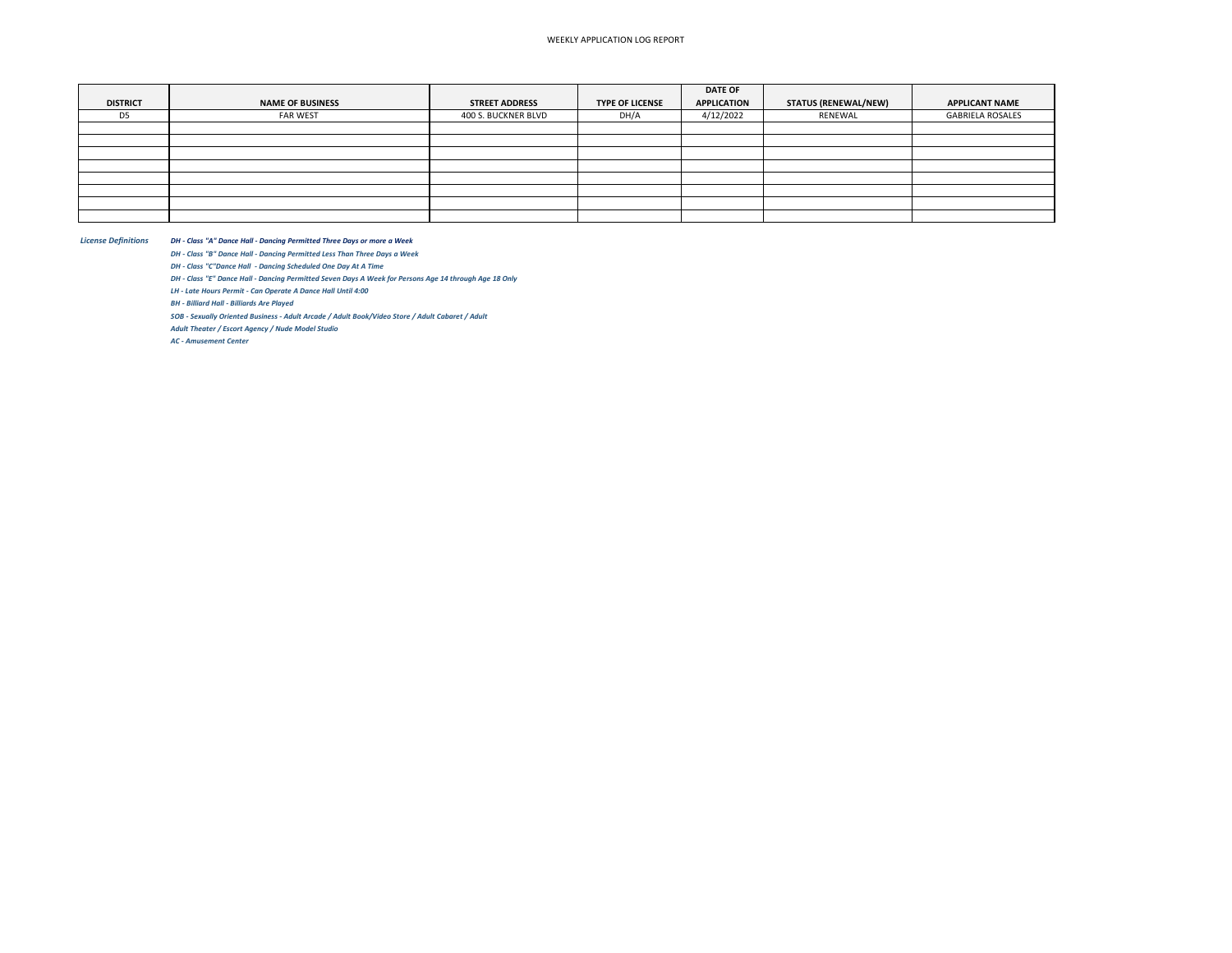WEEKLY APPLICATION LOG REPORT

| DISTRICT | NAME OF BUSINESS | STREET ADDRESS | TYPE OF LICENSE | DATE OF APPLICATION | STATUS (RENEWAL/NEW) | APPLICANT NAME |
|---|---|---|---|---|---|---|
| D5 | FAR WEST | 400 S. BUCKNER BLVD | DH/A | 4/12/2022 | RENEWAL | GABRIELA ROSALES |
| | | | | | | |
| | | | | | | |
| | | | | | | |
| | | | | | | |
| | | | | | | |
| | | | | | | |
| | | | | | | |
| | | | | | | |

*License Definitions*

***DH - Class "A" Dance Hall - Dancing Permitted Three Days or more a Week***

*DH - Class "B" Dance Hall - Dancing Permitted Less Than Three Days a Week*

*DH - Class "C"Dance Hall - Dancing Scheduled One Day At A Time*

*DH - Class "E" Dance Hall - Dancing Permitted Seven Days A Week for Persons Age 14 through Age 18 Only*

*LH - Late Hours Permit - Can Operate A Dance Hall Until 4:00*

*BH - Billiard Hall - Billiards Are Played*

*SOB - Sexually Oriented Business - Adult Arcade / Adult Book/Video Store / Adult Cabaret / Adult Adult Theater / Escort Agency / Nude Model Studio*

*AC - Amusement Center*